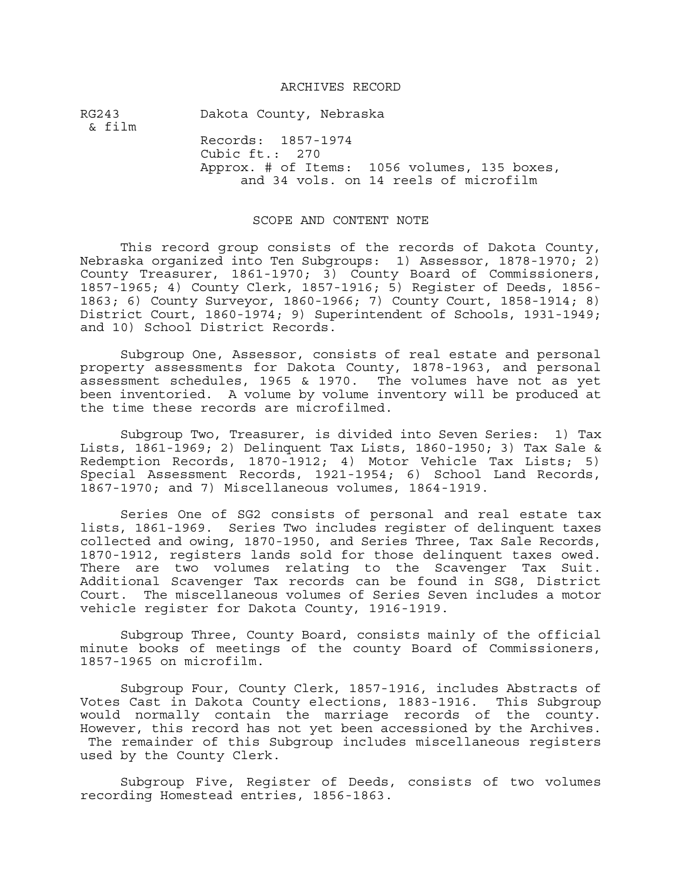# ARCHIVES RECORD

RG243 & film

Dakota County, Nebraska

Records: 1857-1974
Cubic ft.: 270
Approx. # of Items: 1056 volumes, 135 boxes, and 34 vols. on 14 reels of microfilm

## SCOPE AND CONTENT NOTE

This record group consists of the records of Dakota County, Nebraska organized into Ten Subgroups: 1) Assessor, 1878-1970; 2) County Treasurer, 1861-1970; 3) County Board of Commissioners, 1857-1965; 4) County Clerk, 1857-1916; 5) Register of Deeds, 1856-1863; 6) County Surveyor, 1860-1966; 7) County Court, 1858-1914; 8) District Court, 1860-1974; 9) Superintendent of Schools, 1931-1949; and 10) School District Records.

Subgroup One, Assessor, consists of real estate and personal property assessments for Dakota County, 1878-1963, and personal assessment schedules, 1965 & 1970. The volumes have not as yet been inventoried. A volume by volume inventory will be produced at the time these records are microfilmed.

Subgroup Two, Treasurer, is divided into Seven Series: 1) Tax Lists, 1861-1969; 2) Delinquent Tax Lists, 1860-1950; 3) Tax Sale & Redemption Records, 1870-1912; 4) Motor Vehicle Tax Lists; 5) Special Assessment Records, 1921-1954; 6) School Land Records, 1867-1970; and 7) Miscellaneous volumes, 1864-1919.

Series One of SG2 consists of personal and real estate tax lists, 1861-1969. Series Two includes register of delinquent taxes collected and owing, 1870-1950, and Series Three, Tax Sale Records, 1870-1912, registers lands sold for those delinquent taxes owed. There are two volumes relating to the Scavenger Tax Suit. Additional Scavenger Tax records can be found in SG8, District Court. The miscellaneous volumes of Series Seven includes a motor vehicle register for Dakota County, 1916-1919.

Subgroup Three, County Board, consists mainly of the official minute books of meetings of the county Board of Commissioners, 1857-1965 on microfilm.

Subgroup Four, County Clerk, 1857-1916, includes Abstracts of Votes Cast in Dakota County elections, 1883-1916. This Subgroup would normally contain the marriage records of the county. However, this record has not yet been accessioned by the Archives. The remainder of this Subgroup includes miscellaneous registers used by the County Clerk.

Subgroup Five, Register of Deeds, consists of two volumes recording Homestead entries, 1856-1863.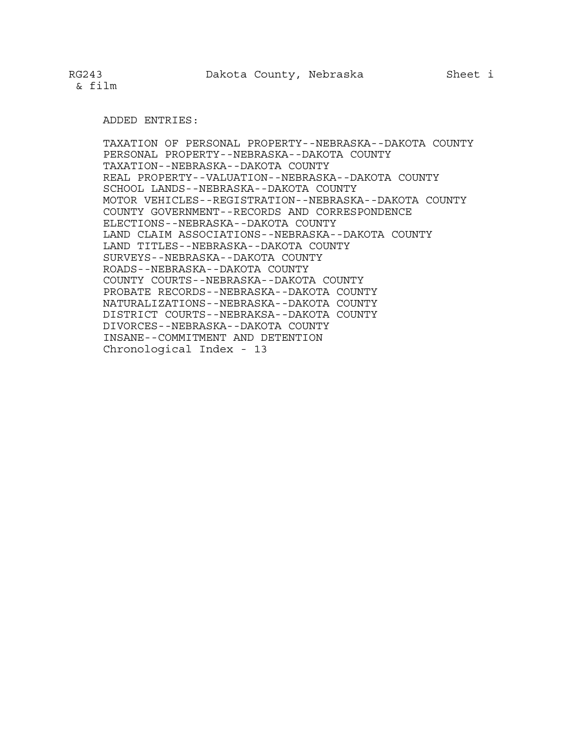ADDED ENTRIES:

TAXATION OF PERSONAL PROPERTY--NEBRASKA--DAKOTA COUNTY
PERSONAL PROPERTY--NEBRASKA--DAKOTA COUNTY
TAXATION--NEBRASKA--DAKOTA COUNTY
REAL PROPERTY--VALUATION--NEBRASKA--DAKOTA COUNTY
SCHOOL LANDS--NEBRASKA--DAKOTA COUNTY
MOTOR VEHICLES--REGISTRATION--NEBRASKA--DAKOTA COUNTY
COUNTY GOVERNMENT--RECORDS AND CORRESPONDENCE
ELECTIONS--NEBRASKA--DAKOTA COUNTY
LAND CLAIM ASSOCIATIONS--NEBRASKA--DAKOTA COUNTY
LAND TITLES--NEBRASKA--DAKOTA COUNTY
SURVEYS--NEBRASKA--DAKOTA COUNTY
ROADS--NEBRASKA--DAKOTA COUNTY
COUNTY COURTS--NEBRASKA--DAKOTA COUNTY
PROBATE RECORDS--NEBRASKA--DAKOTA COUNTY
NATURALIZATIONS--NEBRASKA--DAKOTA COUNTY
DISTRICT COURTS--NEBRAKSA--DAKOTA COUNTY
DIVORCES--NEBRASKA--DAKOTA COUNTY
INSANE--COMMITMENT AND DETENTION
Chronological Index - 13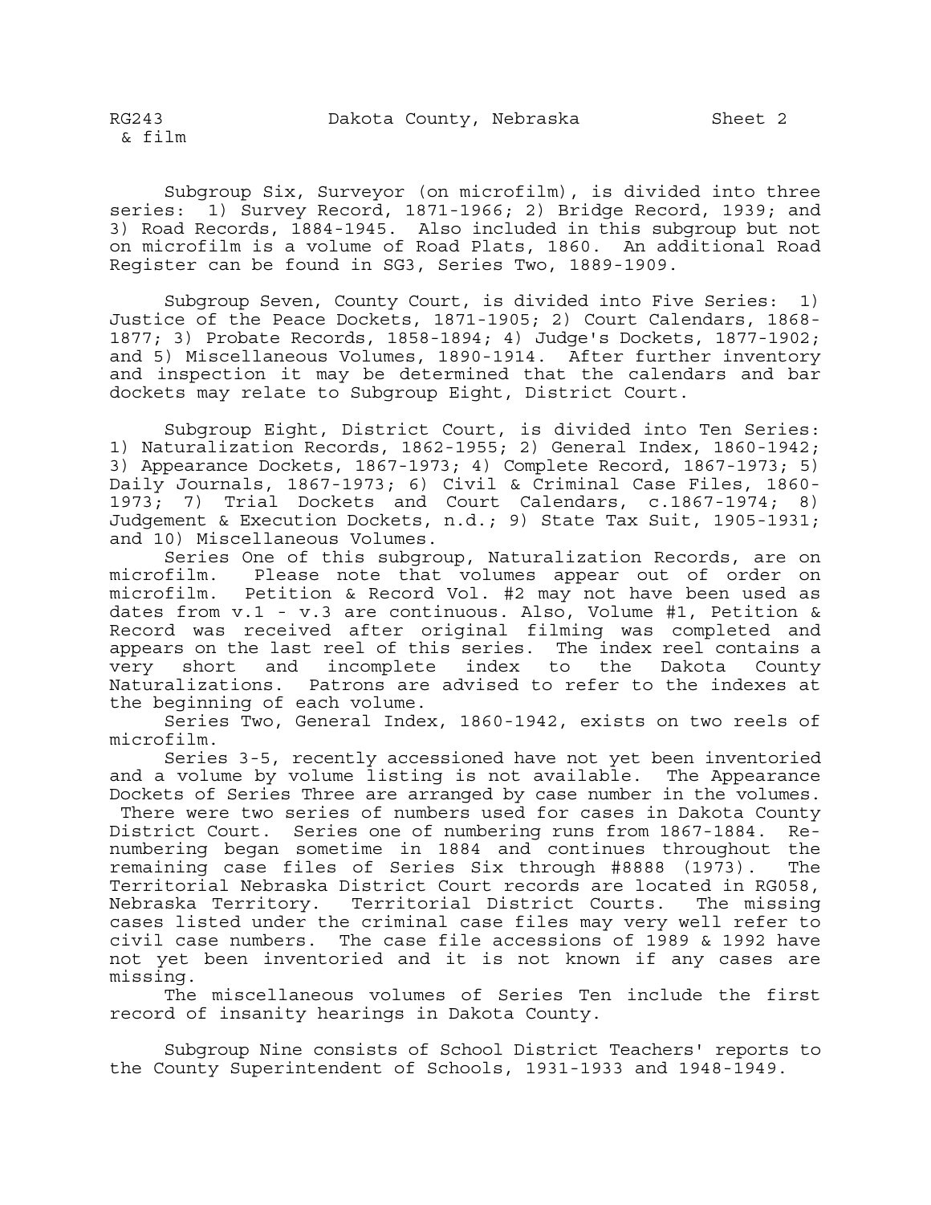Subgroup Six, Surveyor (on microfilm), is divided into three series: 1) Survey Record, 1871-1966; 2) Bridge Record, 1939; and 3) Road Records, 1884-1945. Also included in this subgroup but not on microfilm is a volume of Road Plats, 1860. An additional Road Register can be found in SG3, Series Two, 1889-1909.

Subgroup Seven, County Court, is divided into Five Series: 1) Justice of the Peace Dockets, 1871-1905; 2) Court Calendars, 1868-1877; 3) Probate Records, 1858-1894; 4) Judge's Dockets, 1877-1902; and 5) Miscellaneous Volumes, 1890-1914. After further inventory and inspection it may be determined that the calendars and bar dockets may relate to Subgroup Eight, District Court.

Subgroup Eight, District Court, is divided into Ten Series: 1) Naturalization Records, 1862-1955; 2) General Index, 1860-1942; 3) Appearance Dockets, 1867-1973; 4) Complete Record, 1867-1973; 5) Daily Journals, 1867-1973; 6) Civil & Criminal Case Files, 1860-1973; 7) Trial Dockets and Court Calendars, c.1867-1974; 8) Judgement & Execution Dockets, n.d.; 9) State Tax Suit, 1905-1931; and 10) Miscellaneous Volumes.

Series One of this subgroup, Naturalization Records, are on microfilm. Please note that volumes appear out of order on microfilm. Petition & Record Vol. #2 may not have been used as dates from v.1 - v.3 are continuous. Also, Volume #1, Petition & Record was received after original filming was completed and appears on the last reel of this series. The index reel contains a very short and incomplete index to the Dakota County Naturalizations. Patrons are advised to refer to the indexes at the beginning of each volume.

Series Two, General Index, 1860-1942, exists on two reels of microfilm.

Series 3-5, recently accessioned have not yet been inventoried and a volume by volume listing is not available. The Appearance Dockets of Series Three are arranged by case number in the volumes. There were two series of numbers used for cases in Dakota County District Court. Series one of numbering runs from 1867-1884. Re-numbering began sometime in 1884 and continues throughout the remaining case files of Series Six through #8888 (1973). The Territorial Nebraska District Court records are located in RG058, Nebraska Territory. Territorial District Courts. The missing cases listed under the criminal case files may very well refer to civil case numbers. The case file accessions of 1989 & 1992 have not yet been inventoried and it is not known if any cases are missing.

The miscellaneous volumes of Series Ten include the first record of insanity hearings in Dakota County.

Subgroup Nine consists of School District Teachers' reports to the County Superintendent of Schools, 1931-1933 and 1948-1949.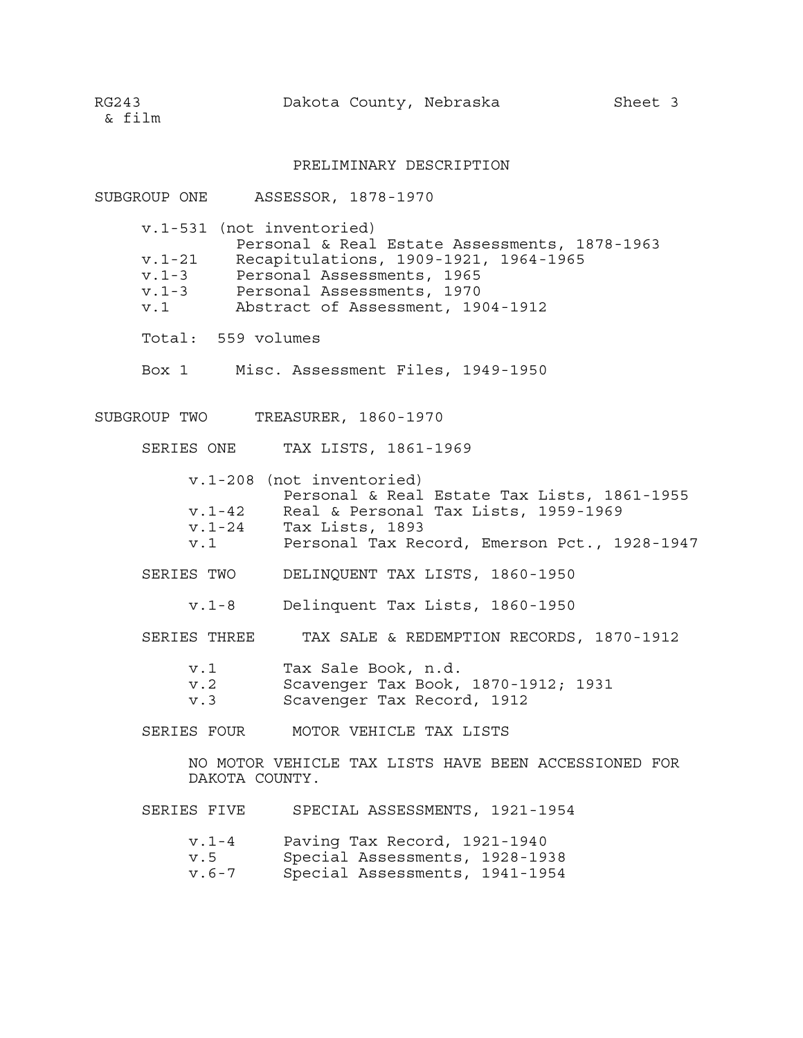## PRELIMINARY DESCRIPTION

### SUBGROUP ONE ASSESSOR, 1878-1970

v.1-531 (not inventoried)
Personal & Real Estate Assessments, 1878-1963

| | |
|---|---|
| v.1-21 | Recapitulations, 1909-1921, 1964-1965 |
| v.1-3 | Personal Assessments, 1965 |
| v.1-3 | Personal Assessments, 1970 |
| v.1 | Abstract of Assessment, 1904-1912 |

Total: 559 volumes

Box 1 Misc. Assessment Files, 1949-1950

### SUBGROUP TWO TREASURER, 1860-1970

#### SERIES ONE TAX LISTS, 1861-1969

v.1-208 (not inventoried)
Personal & Real Estate Tax Lists, 1861-1955

| | |
|---|---|
| v.1-42 | Real & Personal Tax Lists, 1959-1969 |
| v.1-24 | Tax Lists, 1893 |
| v.1 | Personal Tax Record, Emerson Pct., 1928-1947 |

#### SERIES TWO DELINQUENT TAX LISTS, 1860-1950

| | |
|---|---|
| v.1-8 | Delinquent Tax Lists, 1860-1950 |

#### SERIES THREE TAX SALE & REDEMPTION RECORDS, 1870-1912

| | |
|---|---|
| v.1 | Tax Sale Book, n.d. |
| v.2 | Scavenger Tax Book, 1870-1912; 1931 |
| v.3 | Scavenger Tax Record, 1912 |

#### SERIES FOUR MOTOR VEHICLE TAX LISTS

NO MOTOR VEHICLE TAX LISTS HAVE BEEN ACCESSIONED FOR DAKOTA COUNTY.

#### SERIES FIVE SPECIAL ASSESSMENTS, 1921-1954

| | |
|---|---|
| v.1-4 | Paving Tax Record, 1921-1940 |
| v.5 | Special Assessments, 1928-1938 |
| v.6-7 | Special Assessments, 1941-1954 |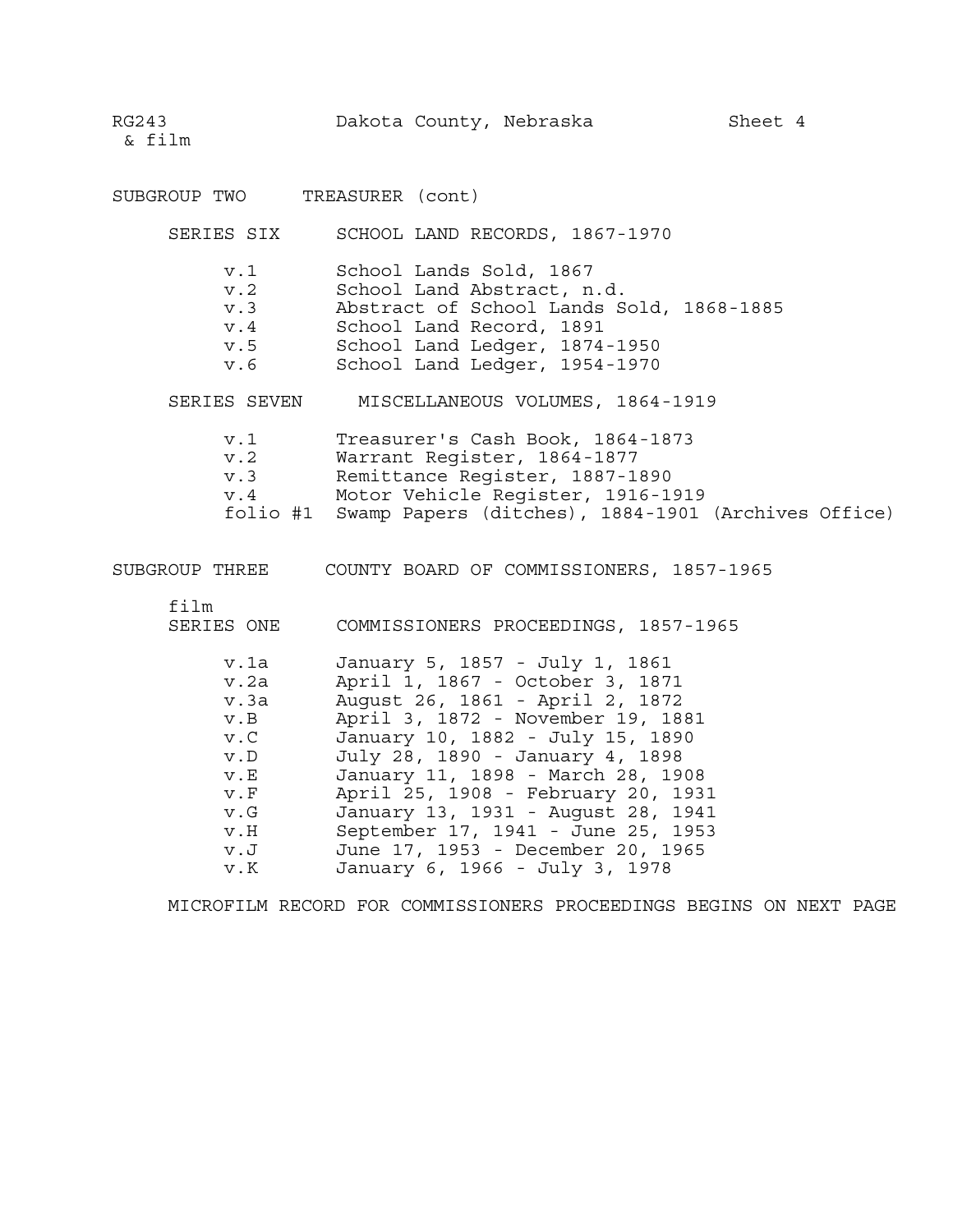RG243 & film — Dakota County, Nebraska — Sheet 4

## SUBGROUP TWO TREASURER (cont)

### SERIES SIX SCHOOL LAND RECORDS, 1867-1970

| | |
|---|---|
| v.1 | School Lands Sold, 1867 |
| v.2 | School Land Abstract, n.d. |
| v.3 | Abstract of School Lands Sold, 1868-1885 |
| v.4 | School Land Record, 1891 |
| v.5 | School Land Ledger, 1874-1950 |
| v.6 | School Land Ledger, 1954-1970 |

### SERIES SEVEN MISCELLANEOUS VOLUMES, 1864-1919

| | |
|---|---|
| v.1 | Treasurer's Cash Book, 1864-1873 |
| v.2 | Warrant Register, 1864-1877 |
| v.3 | Remittance Register, 1887-1890 |
| v.4 | Motor Vehicle Register, 1916-1919 |
| folio #1 | Swamp Papers (ditches), 1884-1901 (Archives Office) |

## SUBGROUP THREE COUNTY BOARD OF COMMISSIONERS, 1857-1965

film

### SERIES ONE COMMISSIONERS PROCEEDINGS, 1857-1965

| | |
|---|---|
| v.1a | January 5, 1857 - July 1, 1861 |
| v.2a | April 1, 1867 - October 3, 1871 |
| v.3a | August 26, 1861 - April 2, 1872 |
| v.B | April 3, 1872 - November 19, 1881 |
| v.C | January 10, 1882 - July 15, 1890 |
| v.D | July 28, 1890 - January 4, 1898 |
| v.E | January 11, 1898 - March 28, 1908 |
| v.F | April 25, 1908 - February 20, 1931 |
| v.G | January 13, 1931 - August 28, 1941 |
| v.H | September 17, 1941 - June 25, 1953 |
| v.J | June 17, 1953 - December 20, 1965 |
| v.K | January 6, 1966 - July 3, 1978 |

MICROFILM RECORD FOR COMMISSIONERS PROCEEDINGS BEGINS ON NEXT PAGE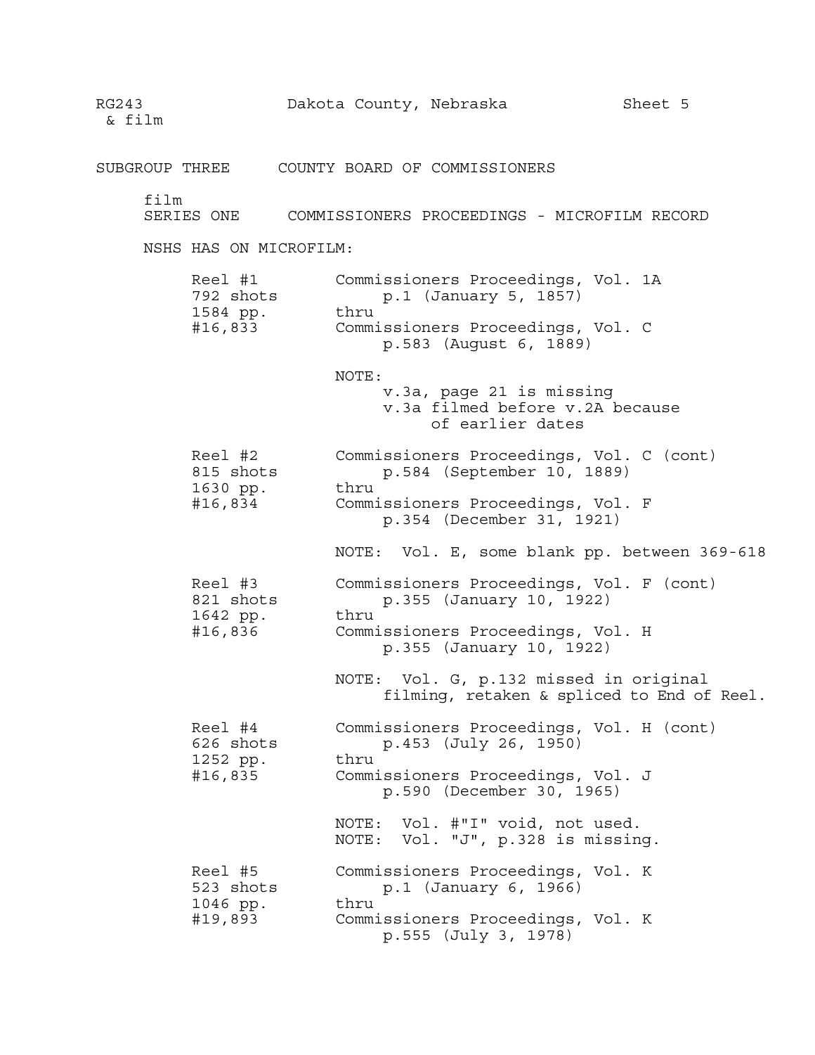RG243 & film — Dakota County, Nebraska — Sheet 5

## SUBGROUP THREE COUNTY BOARD OF COMMISSIONERS

film
### SERIES ONE COMMISSIONERS PROCEEDINGS - MICROFILM RECORD

NSHS HAS ON MICROFILM:

| | |
|---|---|
| Reel #1<br>792 shots<br>1584 pp.<br>#16,833 | Commissioners Proceedings, Vol. 1A<br>p.1 (January 5, 1857)<br>thru<br>Commissioners Proceedings, Vol. C<br>p.583 (August 6, 1889)<br><br>NOTE:<br>v.3a, page 21 is missing<br>v.3a filmed before v.2A because of earlier dates |
| Reel #2<br>815 shots<br>1630 pp.<br>#16,834 | Commissioners Proceedings, Vol. C (cont)<br>p.584 (September 10, 1889)<br>thru<br>Commissioners Proceedings, Vol. F<br>p.354 (December 31, 1921)<br><br>NOTE: Vol. E, some blank pp. between 369-618 |
| Reel #3<br>821 shots<br>1642 pp.<br>#16,836 | Commissioners Proceedings, Vol. F (cont)<br>p.355 (January 10, 1922)<br>thru<br>Commissioners Proceedings, Vol. H<br>p.355 (January 10, 1922)<br><br>NOTE: Vol. G, p.132 missed in original filming, retaken & spliced to End of Reel. |
| Reel #4<br>626 shots<br>1252 pp.<br>#16,835 | Commissioners Proceedings, Vol. H (cont)<br>p.453 (July 26, 1950)<br>thru<br>Commissioners Proceedings, Vol. J<br>p.590 (December 30, 1965)<br><br>NOTE: Vol. #"I" void, not used.<br>NOTE: Vol. "J", p.328 is missing. |
| Reel #5<br>523 shots<br>1046 pp.<br>#19,893 | Commissioners Proceedings, Vol. K<br>p.1 (January 6, 1966)<br>thru<br>Commissioners Proceedings, Vol. K<br>p.555 (July 3, 1978) |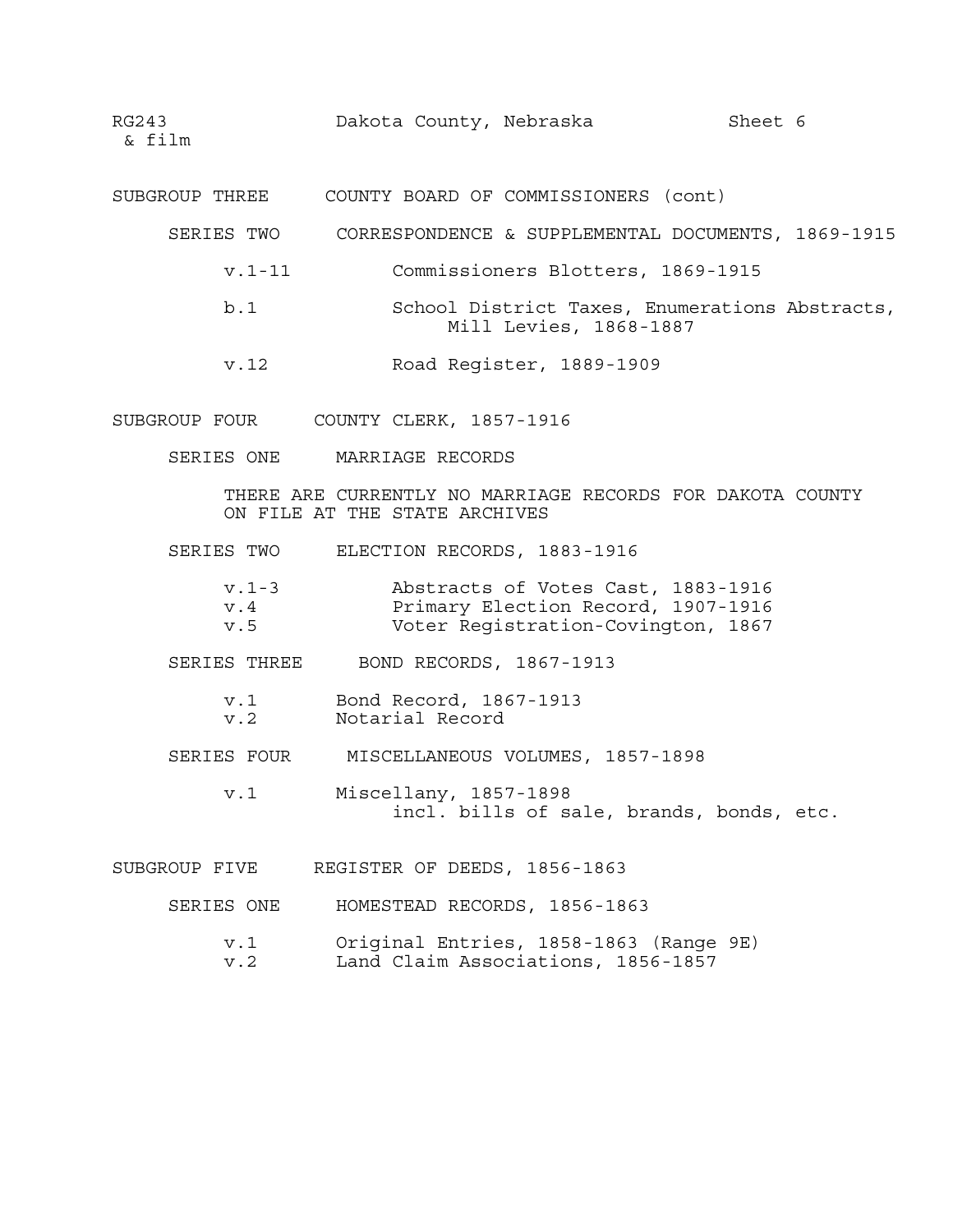RG243 & film — Dakota County, Nebraska — Sheet 6

## SUBGROUP THREE — COUNTY BOARD OF COMMISSIONERS (cont)

### SERIES TWO — CORRESPONDENCE & SUPPLEMENTAL DOCUMENTS, 1869-1915

- v.1-11 — Commissioners Blotters, 1869-1915
- b.1 — School District Taxes, Enumerations Abstracts, Mill Levies, 1868-1887
- v.12 — Road Register, 1889-1909

## SUBGROUP FOUR — COUNTY CLERK, 1857-1916

### SERIES ONE — MARRIAGE RECORDS

THERE ARE CURRENTLY NO MARRIAGE RECORDS FOR DAKOTA COUNTY ON FILE AT THE STATE ARCHIVES

### SERIES TWO — ELECTION RECORDS, 1883-1916

- v.1-3 — Abstracts of Votes Cast, 1883-1916
- v.4 — Primary Election Record, 1907-1916
- v.5 — Voter Registration-Covington, 1867

### SERIES THREE — BOND RECORDS, 1867-1913

- v.1 — Bond Record, 1867-1913
- v.2 — Notarial Record

### SERIES FOUR — MISCELLANEOUS VOLUMES, 1857-1898

- v.1 — Miscellany, 1857-1898
  incl. bills of sale, brands, bonds, etc.

## SUBGROUP FIVE — REGISTER OF DEEDS, 1856-1863

### SERIES ONE — HOMESTEAD RECORDS, 1856-1863

- v.1 — Original Entries, 1858-1863 (Range 9E)
- v.2 — Land Claim Associations, 1856-1857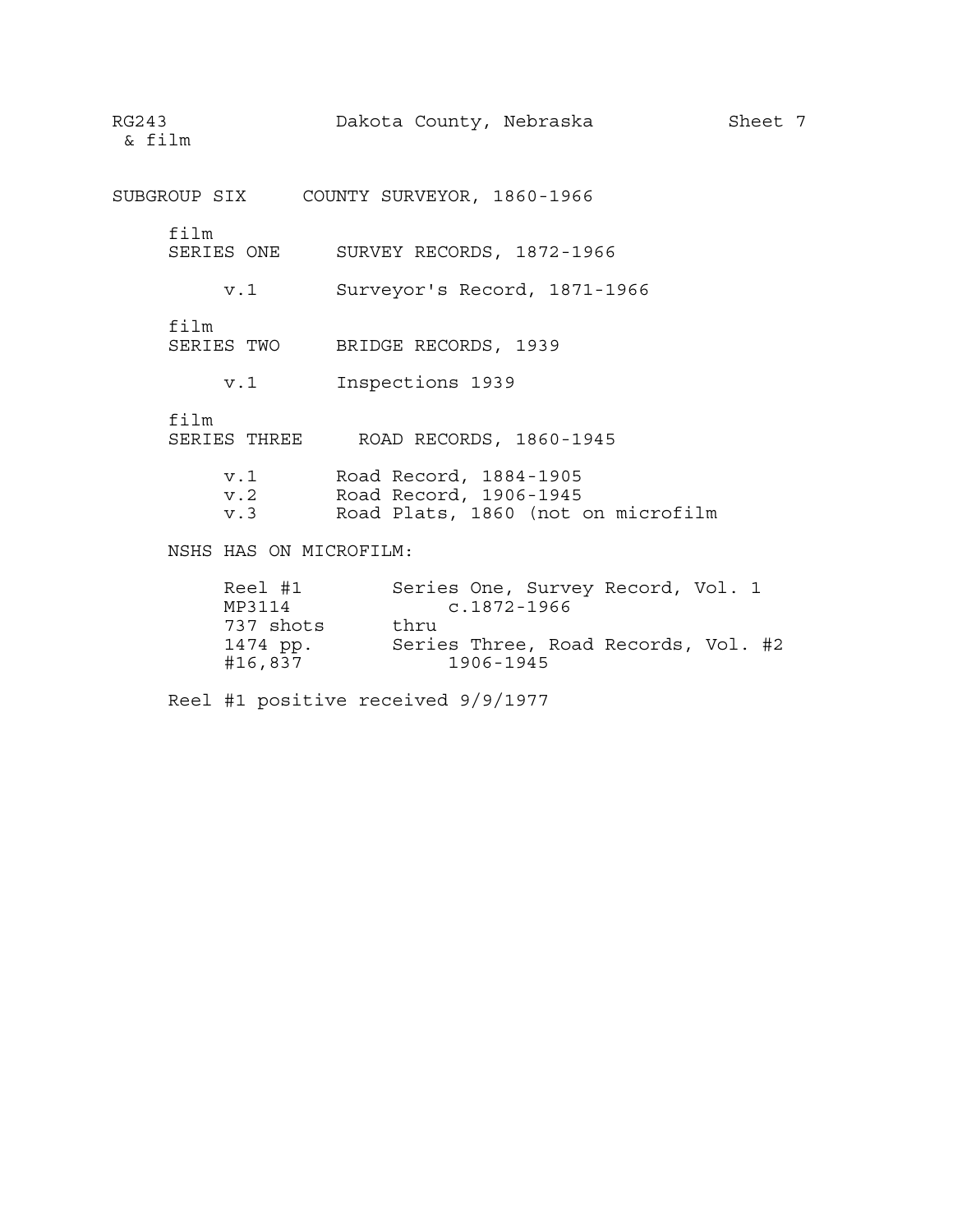RG243 & film — Dakota County, Nebraska — Sheet 7

## SUBGROUP SIX COUNTY SURVEYOR, 1860-1966

film
### SERIES ONE SURVEY RECORDS, 1872-1966

v.1 Surveyor's Record, 1871-1966

film
### SERIES TWO BRIDGE RECORDS, 1939

v.1 Inspections 1939

film
### SERIES THREE ROAD RECORDS, 1860-1945

v.1 Road Record, 1884-1905
v.2 Road Record, 1906-1945
v.3 Road Plats, 1860 (not on microfilm

NSHS HAS ON MICROFILM:

| | |
|---|---|
| Reel #1 | Series One, Survey Record, Vol. 1 |
| MP3114 | c.1872-1966 |
| 737 shots | thru |
| 1474 pp. | Series Three, Road Records, Vol. #2 |
| #16,837 | 1906-1945 |

Reel #1 positive received 9/9/1977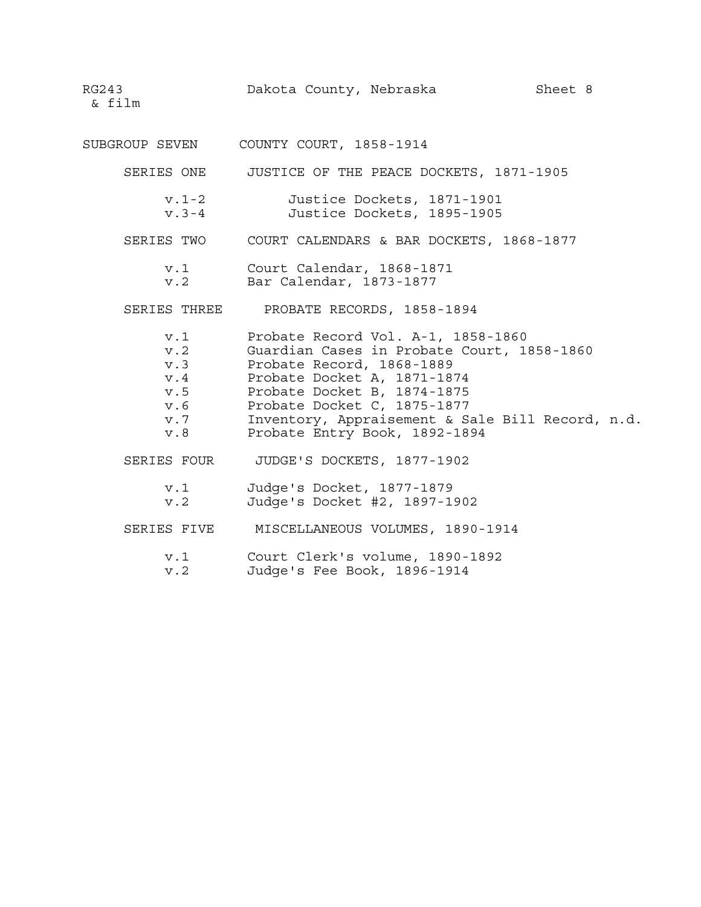RG243 & film — Dakota County, Nebraska — Sheet 8

## SUBGROUP SEVEN — COUNTY COURT, 1858-1914

### SERIES ONE — JUSTICE OF THE PEACE DOCKETS, 1871-1905

| | |
|---|---|
| v.1-2 | Justice Dockets, 1871-1901 |
| v.3-4 | Justice Dockets, 1895-1905 |

### SERIES TWO — COURT CALENDARS & BAR DOCKETS, 1868-1877

| | |
|---|---|
| v.1 | Court Calendar, 1868-1871 |
| v.2 | Bar Calendar, 1873-1877 |

### SERIES THREE — PROBATE RECORDS, 1858-1894

| | |
|---|---|
| v.1 | Probate Record Vol. A-1, 1858-1860 |
| v.2 | Guardian Cases in Probate Court, 1858-1860 |
| v.3 | Probate Record, 1868-1889 |
| v.4 | Probate Docket A, 1871-1874 |
| v.5 | Probate Docket B, 1874-1875 |
| v.6 | Probate Docket C, 1875-1877 |
| v.7 | Inventory, Appraisement & Sale Bill Record, n.d. |
| v.8 | Probate Entry Book, 1892-1894 |

### SERIES FOUR — JUDGE'S DOCKETS, 1877-1902

| | |
|---|---|
| v.1 | Judge's Docket, 1877-1879 |
| v.2 | Judge's Docket #2, 1897-1902 |

### SERIES FIVE — MISCELLANEOUS VOLUMES, 1890-1914

| | |
|---|---|
| v.1 | Court Clerk's volume, 1890-1892 |
| v.2 | Judge's Fee Book, 1896-1914 |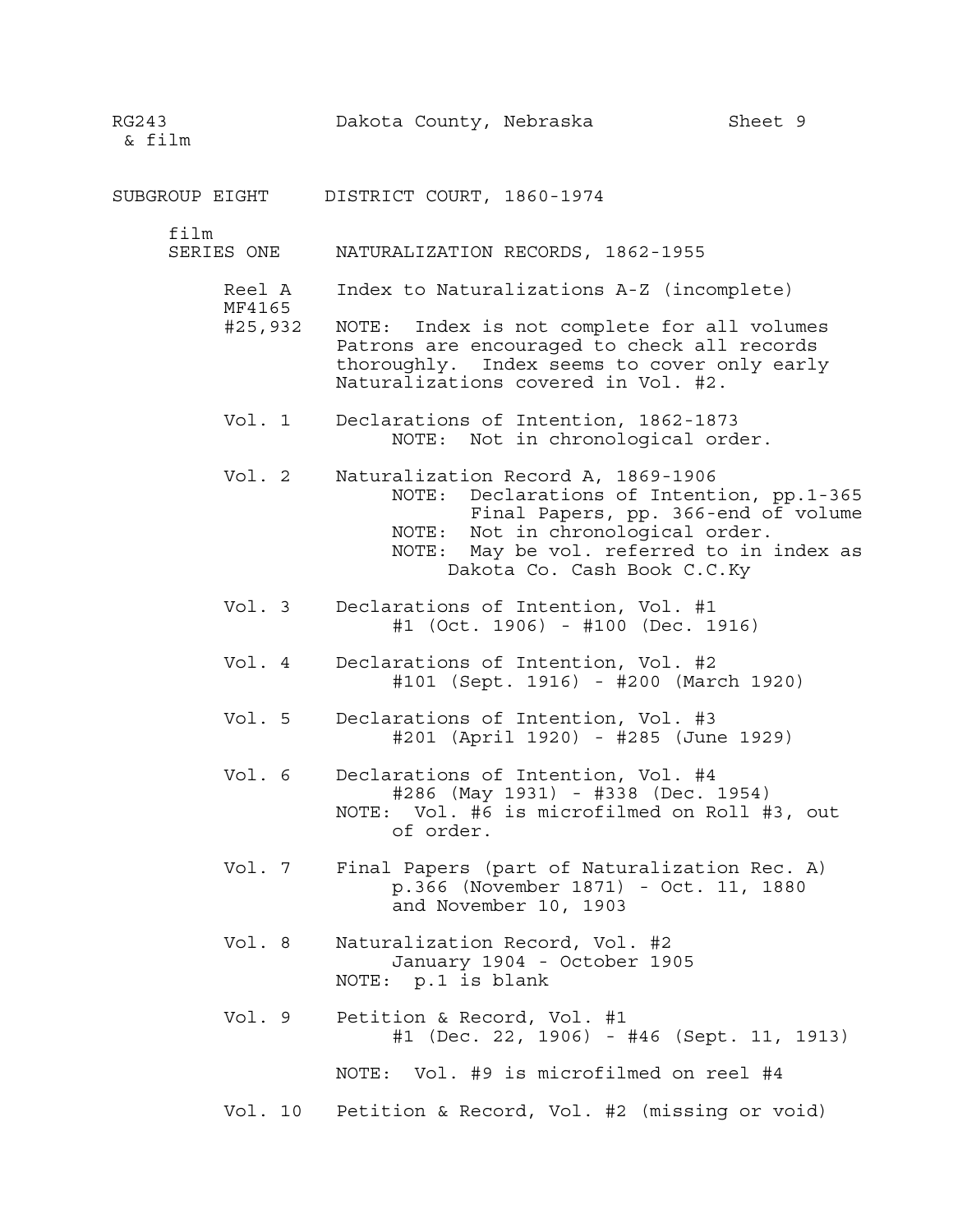RG243 & film — Dakota County, Nebraska — Sheet 9

## SUBGROUP EIGHT — DISTRICT COURT, 1860-1974

### film SERIES ONE — NATURALIZATION RECORDS, 1862-1955

**Reel A MF4165 #25,932** — Index to Naturalizations A-Z (incomplete)

NOTE: Index is not complete for all volumes Patrons are encouraged to check all records thoroughly. Index seems to cover only early Naturalizations covered in Vol. #2.

**Vol. 1** — Declarations of Intention, 1862-1873
- NOTE: Not in chronological order.

**Vol. 2** — Naturalization Record A, 1869-1906
- NOTE: Declarations of Intention, pp.1-365; Final Papers, pp. 366-end of volume
- NOTE: Not in chronological order.
- NOTE: May be vol. referred to in index as Dakota Co. Cash Book C.C.Ky

**Vol. 3** — Declarations of Intention, Vol. #1
- #1 (Oct. 1906) - #100 (Dec. 1916)

**Vol. 4** — Declarations of Intention, Vol. #2
- #101 (Sept. 1916) - #200 (March 1920)

**Vol. 5** — Declarations of Intention, Vol. #3
- #201 (April 1920) - #285 (June 1929)

**Vol. 6** — Declarations of Intention, Vol. #4
- #286 (May 1931) - #338 (Dec. 1954)

NOTE: Vol. #6 is microfilmed on Roll #3, out of order.

**Vol. 7** — Final Papers (part of Naturalization Rec. A)
- p.366 (November 1871) - Oct. 11, 1880 and November 10, 1903

**Vol. 8** — Naturalization Record, Vol. #2
- January 1904 - October 1905

NOTE: p.1 is blank

**Vol. 9** — Petition & Record, Vol. #1
- #1 (Dec. 22, 1906) - #46 (Sept. 11, 1913)

NOTE: Vol. #9 is microfilmed on reel #4

**Vol. 10** — Petition & Record, Vol. #2 (missing or void)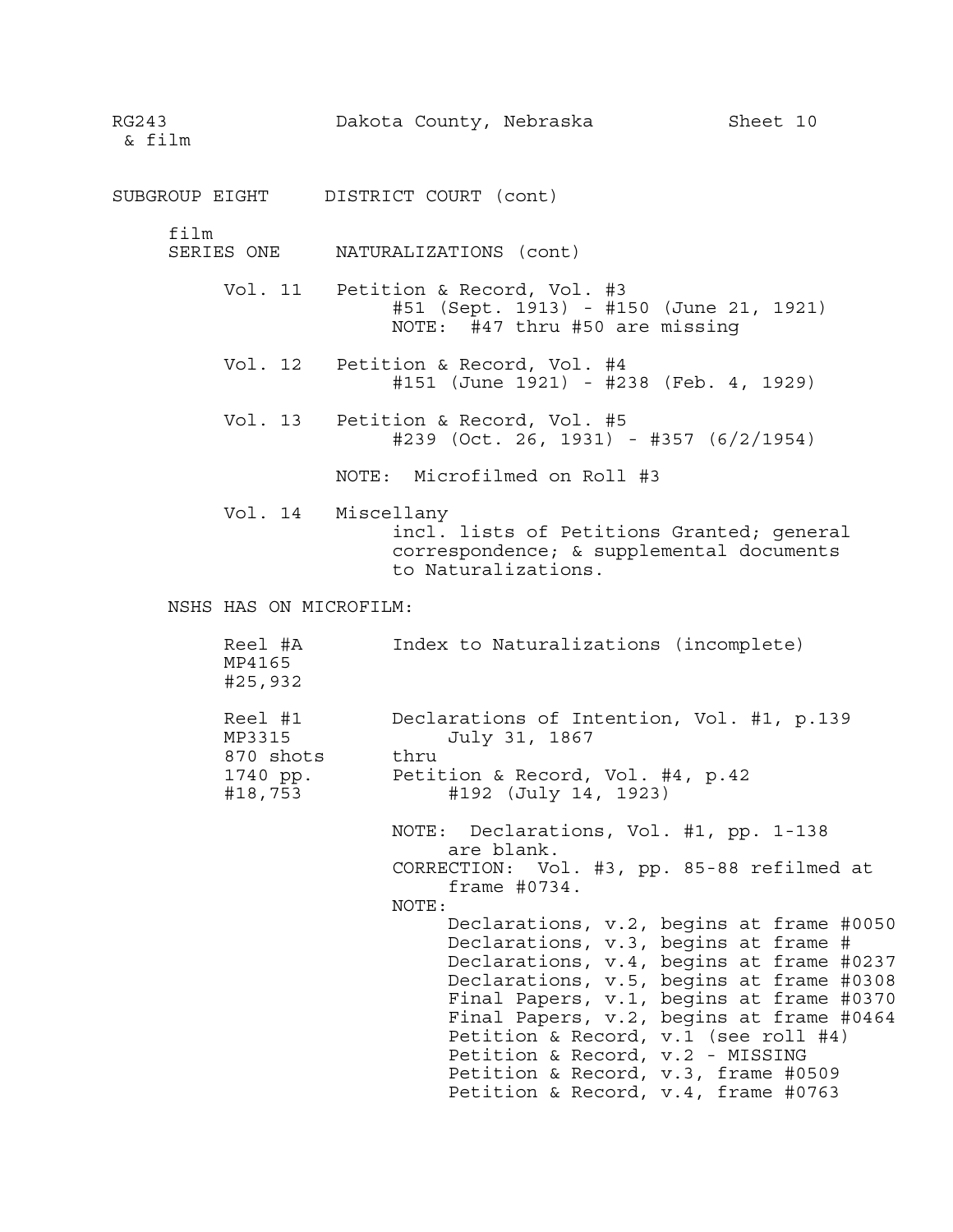RG243 & film — Dakota County, Nebraska — Sheet 10

## SUBGROUP EIGHT DISTRICT COURT (cont)

### film
### SERIES ONE NATURALIZATIONS (cont)

**Vol. 11** Petition & Record, Vol. #3
#51 (Sept. 1913) - #150 (June 21, 1921)
NOTE: #47 thru #50 are missing

**Vol. 12** Petition & Record, Vol. #4
#151 (June 1921) - #238 (Feb. 4, 1929)

**Vol. 13** Petition & Record, Vol. #5
#239 (Oct. 26, 1931) - #357 (6/2/1954)

NOTE: Microfilmed on Roll #3

**Vol. 14** Miscellany
incl. lists of Petitions Granted; general correspondence; & supplemental documents to Naturalizations.

### NSHS HAS ON MICROFILM:

**Reel #A**
MP4165
#25,932

Index to Naturalizations (incomplete)

**Reel #1**
MP3315
870 shots
1740 pp.
#18,753

Declarations of Intention, Vol. #1, p.139
July 31, 1867
thru
Petition & Record, Vol. #4, p.42
#192 (July 14, 1923)

NOTE: Declarations, Vol. #1, pp. 1-138 are blank.
CORRECTION: Vol. #3, pp. 85-88 refilmed at frame #0734.
NOTE:
- Declarations, v.2, begins at frame #0050
- Declarations, v.3, begins at frame #
- Declarations, v.4, begins at frame #0237
- Declarations, v.5, begins at frame #0308
- Final Papers, v.1, begins at frame #0370
- Final Papers, v.2, begins at frame #0464
- Petition & Record, v.1 (see roll #4)
- Petition & Record, v.2 - MISSING
- Petition & Record, v.3, frame #0509
- Petition & Record, v.4, frame #0763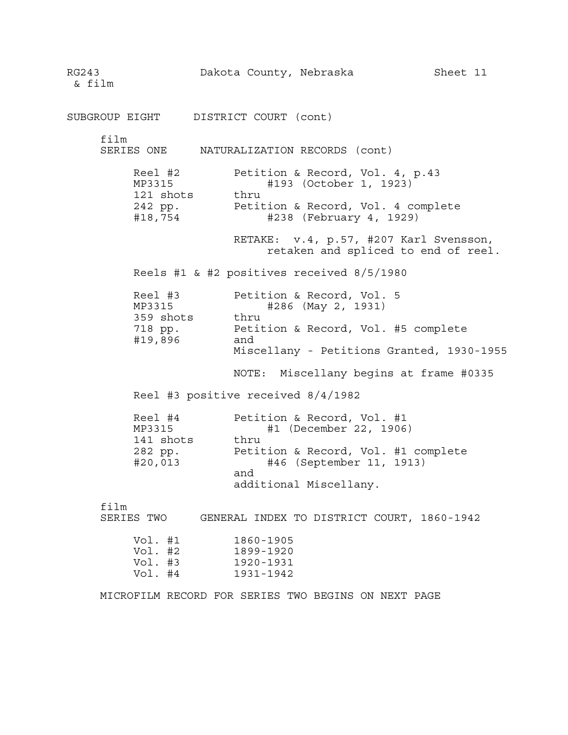RG243 & film — Dakota County, Nebraska — Sheet 11

## SUBGROUP EIGHT DISTRICT COURT (cont)

film

### SERIES ONE NATURALIZATION RECORDS (cont)

| | |
|---|---|
| Reel #2<br>MP3315<br>121 shots<br>242 pp.<br>#18,754 | Petition & Record, Vol. 4, p.43<br>#193 (October 1, 1923)<br>thru<br>Petition & Record, Vol. 4 complete<br>#238 (February 4, 1929)<br><br>RETAKE: v.4, p.57, #207 Karl Svensson, retaken and spliced to end of reel. |

Reels #1 & #2 positives received 8/5/1980

| | |
|---|---|
| Reel #3<br>MP3315<br>359 shots<br>718 pp.<br>#19,896 | Petition & Record, Vol. 5<br>#286 (May 2, 1931)<br>thru<br>Petition & Record, Vol. #5 complete<br>and<br>Miscellany - Petitions Granted, 1930-1955<br><br>NOTE: Miscellany begins at frame #0335 |

Reel #3 positive received 8/4/1982

| | |
|---|---|
| Reel #4<br>MP3315<br>141 shots<br>282 pp.<br>#20,013 | Petition & Record, Vol. #1<br>#1 (December 22, 1906)<br>thru<br>Petition & Record, Vol. #1 complete<br>#46 (September 11, 1913)<br>and<br>additional Miscellany. |

film

### SERIES TWO GENERAL INDEX TO DISTRICT COURT, 1860-1942

| | |
|---|---|
| Vol. #1 | 1860-1905 |
| Vol. #2 | 1899-1920 |
| Vol. #3 | 1920-1931 |
| Vol. #4 | 1931-1942 |

MICROFILM RECORD FOR SERIES TWO BEGINS ON NEXT PAGE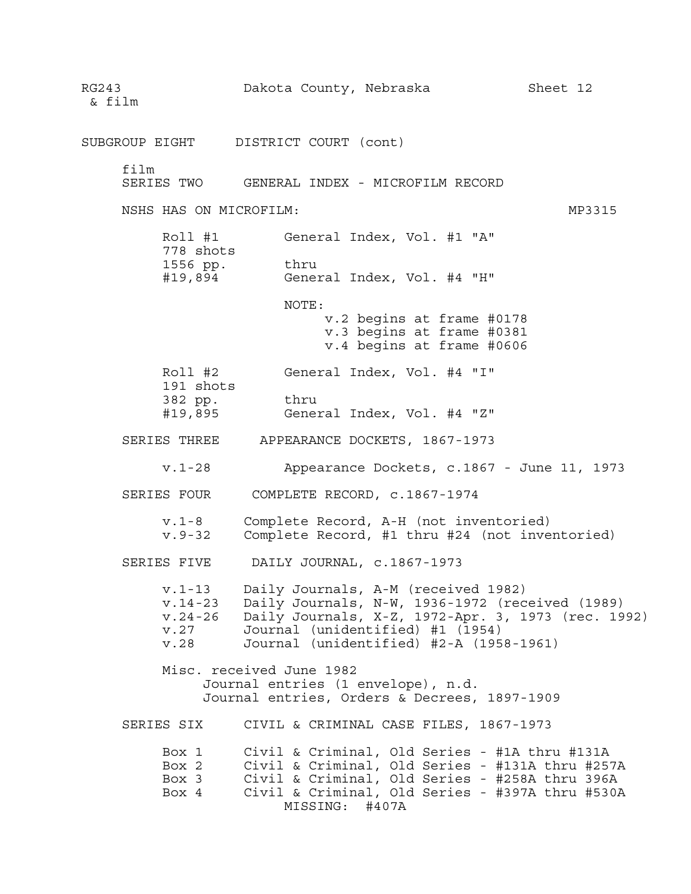RG243 & film — Dakota County, Nebraska — Sheet 12

## SUBGROUP EIGHT DISTRICT COURT (cont)

film

### SERIES TWO GENERAL INDEX - MICROFILM RECORD

NSHS HAS ON MICROFILM: MP3315

| | |
|---|---|
| Roll #1<br>778 shots<br>1556 pp.<br>#19,894 | General Index, Vol. #1 "A"<br>thru<br>General Index, Vol. #4 "H" |

NOTE:
- v.2 begins at frame #0178
- v.3 begins at frame #0381
- v.4 begins at frame #0606

| | |
|---|---|
| Roll #2<br>191 shots<br>382 pp.<br>#19,895 | General Index, Vol. #4 "I"<br>thru<br>General Index, Vol. #4 "Z" |

### SERIES THREE APPEARANCE DOCKETS, 1867-1973

v.1-28 Appearance Dockets, c.1867 - June 11, 1973

### SERIES FOUR COMPLETE RECORD, c.1867-1974

v.1-8 Complete Record, A-H (not inventoried)
v.9-32 Complete Record, #1 thru #24 (not inventoried)

### SERIES FIVE DAILY JOURNAL, c.1867-1973

v.1-13 Daily Journals, A-M (received 1982)
v.14-23 Daily Journals, N-W, 1936-1972 (received (1989)
v.24-26 Daily Journals, X-Z, 1972-Apr. 3, 1973 (rec. 1992)
v.27 Journal (unidentified) #1 (1954)
v.28 Journal (unidentified) #2-A (1958-1961)

Misc. received June 1982
- Journal entries (1 envelope), n.d.
- Journal entries, Orders & Decrees, 1897-1909

### SERIES SIX CIVIL & CRIMINAL CASE FILES, 1867-1973

Box 1 Civil & Criminal, Old Series - #1A thru #131A
Box 2 Civil & Criminal, Old Series - #131A thru #257A
Box 3 Civil & Criminal, Old Series - #258A thru 396A
Box 4 Civil & Criminal, Old Series - #397A thru #530A
MISSING: #407A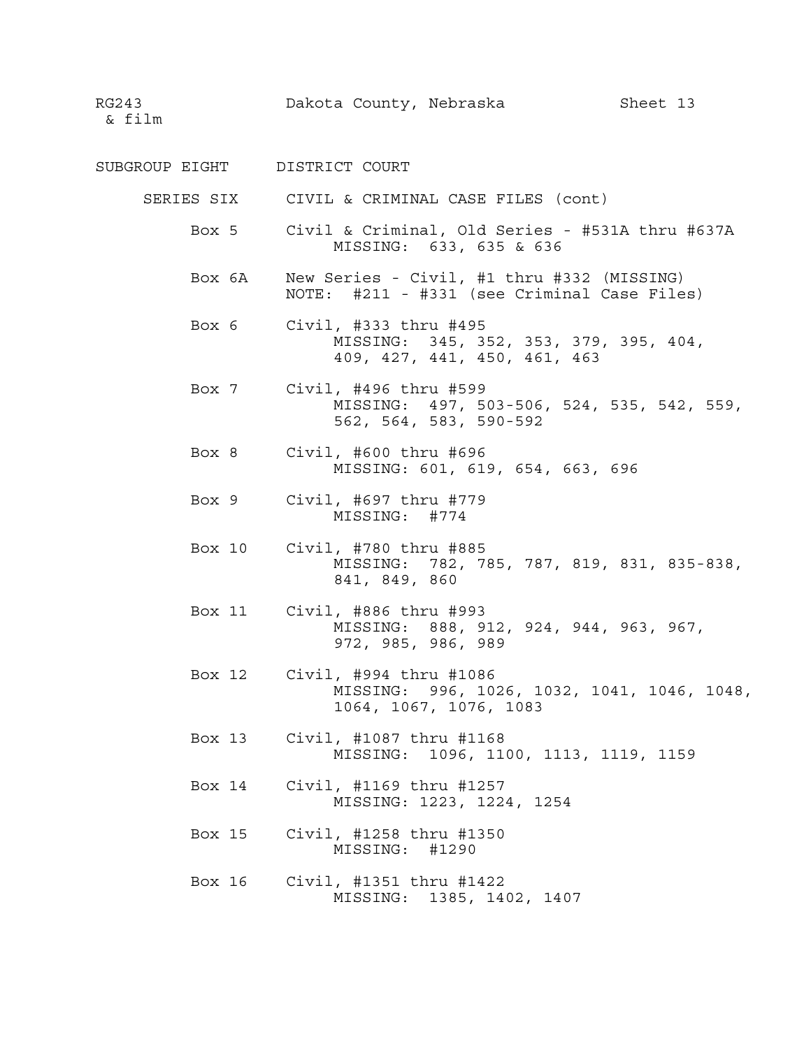RG243 & film — Dakota County, Nebraska — Sheet 13

## SUBGROUP EIGHT — DISTRICT COURT

### SERIES SIX — CIVIL & CRIMINAL CASE FILES (cont)

**Box 5** — Civil & Criminal, Old Series - #531A thru #637A
MISSING: 633, 635 & 636

**Box 6A** — New Series - Civil, #1 thru #332 (MISSING)
NOTE: #211 - #331 (see Criminal Case Files)

**Box 6** — Civil, #333 thru #495
MISSING: 345, 352, 353, 379, 395, 404, 409, 427, 441, 450, 461, 463

**Box 7** — Civil, #496 thru #599
MISSING: 497, 503-506, 524, 535, 542, 559, 562, 564, 583, 590-592

**Box 8** — Civil, #600 thru #696
MISSING: 601, 619, 654, 663, 696

**Box 9** — Civil, #697 thru #779
MISSING: #774

**Box 10** — Civil, #780 thru #885
MISSING: 782, 785, 787, 819, 831, 835-838, 841, 849, 860

**Box 11** — Civil, #886 thru #993
MISSING: 888, 912, 924, 944, 963, 967, 972, 985, 986, 989

**Box 12** — Civil, #994 thru #1086
MISSING: 996, 1026, 1032, 1041, 1046, 1048, 1064, 1067, 1076, 1083

**Box 13** — Civil, #1087 thru #1168
MISSING: 1096, 1100, 1113, 1119, 1159

**Box 14** — Civil, #1169 thru #1257
MISSING: 1223, 1224, 1254

**Box 15** — Civil, #1258 thru #1350
MISSING: #1290

**Box 16** — Civil, #1351 thru #1422
MISSING: 1385, 1402, 1407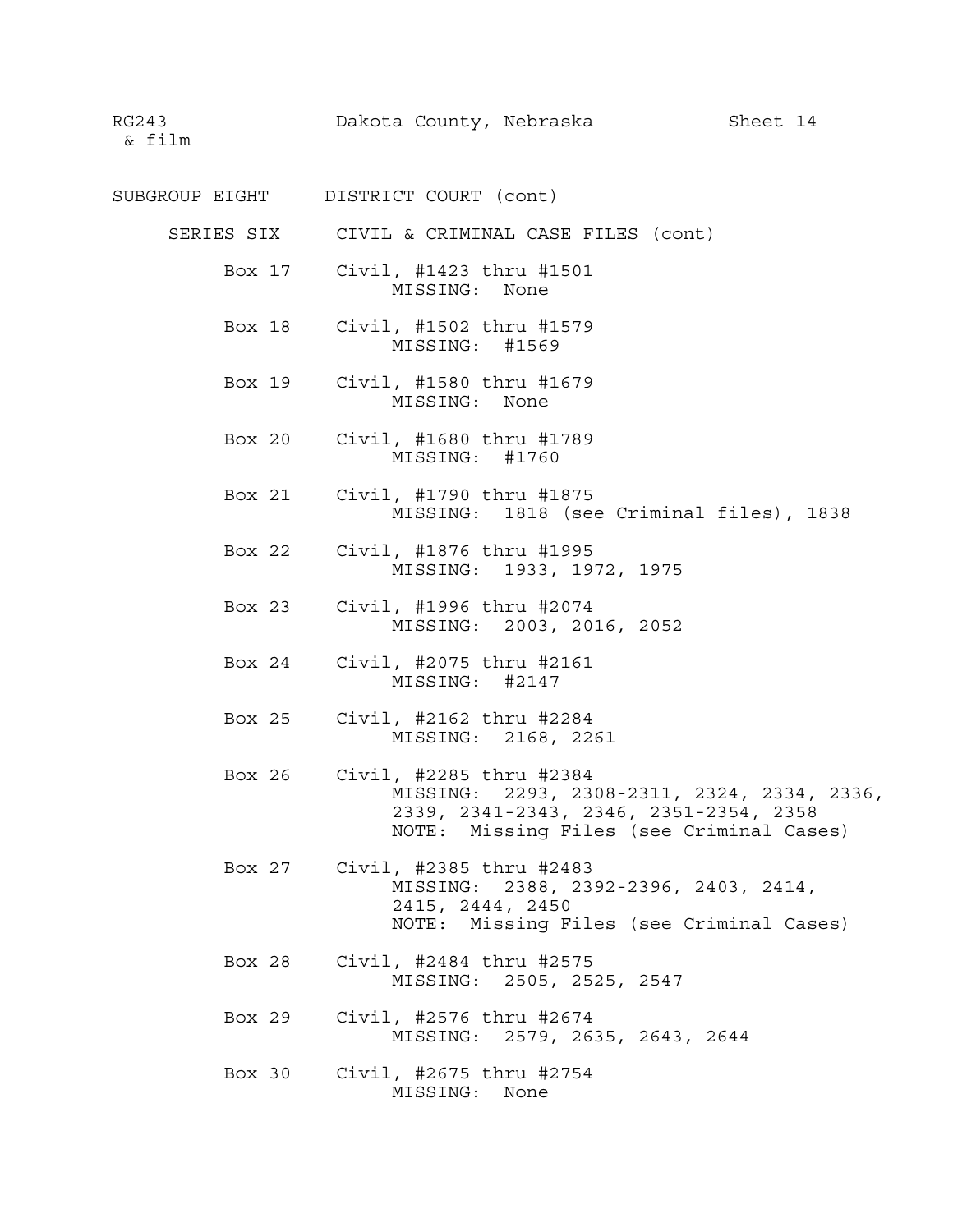RG243 & film — Dakota County, Nebraska — Sheet 14

SUBGROUP EIGHT  DISTRICT COURT (cont)

SERIES SIX  CIVIL & CRIMINAL CASE FILES (cont)

Box 17  Civil, #1423 thru #1501
MISSING: None

Box 18  Civil, #1502 thru #1579
MISSING: #1569

Box 19  Civil, #1580 thru #1679
MISSING: None

Box 20  Civil, #1680 thru #1789
MISSING: #1760

Box 21  Civil, #1790 thru #1875
MISSING: 1818 (see Criminal files), 1838

Box 22  Civil, #1876 thru #1995
MISSING: 1933, 1972, 1975

Box 23  Civil, #1996 thru #2074
MISSING: 2003, 2016, 2052

Box 24  Civil, #2075 thru #2161
MISSING: #2147

Box 25  Civil, #2162 thru #2284
MISSING: 2168, 2261

Box 26  Civil, #2285 thru #2384
MISSING: 2293, 2308-2311, 2324, 2334, 2336, 2339, 2341-2343, 2346, 2351-2354, 2358
NOTE: Missing Files (see Criminal Cases)

Box 27  Civil, #2385 thru #2483
MISSING: 2388, 2392-2396, 2403, 2414, 2415, 2444, 2450
NOTE: Missing Files (see Criminal Cases)

Box 28  Civil, #2484 thru #2575
MISSING: 2505, 2525, 2547

Box 29  Civil, #2576 thru #2674
MISSING: 2579, 2635, 2643, 2644

Box 30  Civil, #2675 thru #2754
MISSING: None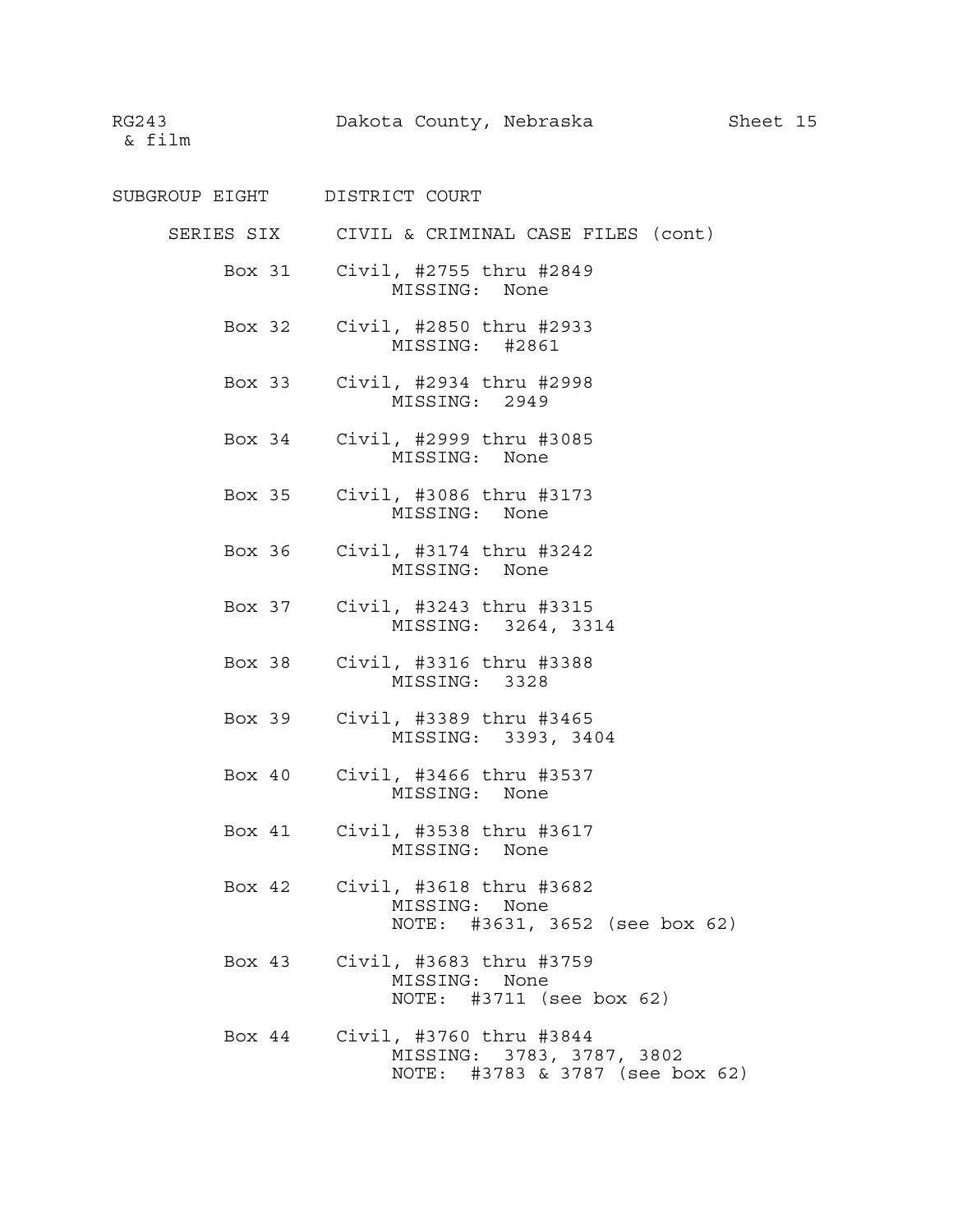SUBGROUP EIGHT DISTRICT COURT

SERIES SIX CIVIL & CRIMINAL CASE FILES (cont)

Box 31 Civil, #2755 thru #2849
MISSING: None

Box 32 Civil, #2850 thru #2933
MISSING: #2861

Box 33 Civil, #2934 thru #2998
MISSING: 2949

Box 34 Civil, #2999 thru #3085
MISSING: None

Box 35 Civil, #3086 thru #3173
MISSING: None

Box 36 Civil, #3174 thru #3242
MISSING: None

Box 37 Civil, #3243 thru #3315
MISSING: 3264, 3314

Box 38 Civil, #3316 thru #3388
MISSING: 3328

Box 39 Civil, #3389 thru #3465
MISSING: 3393, 3404

Box 40 Civil, #3466 thru #3537
MISSING: None

Box 41 Civil, #3538 thru #3617
MISSING: None

Box 42 Civil, #3618 thru #3682
MISSING: None
NOTE: #3631, 3652 (see box 62)

Box 43 Civil, #3683 thru #3759
MISSING: None
NOTE: #3711 (see box 62)

Box 44 Civil, #3760 thru #3844
MISSING: 3783, 3787, 3802
NOTE: #3783 & 3787 (see box 62)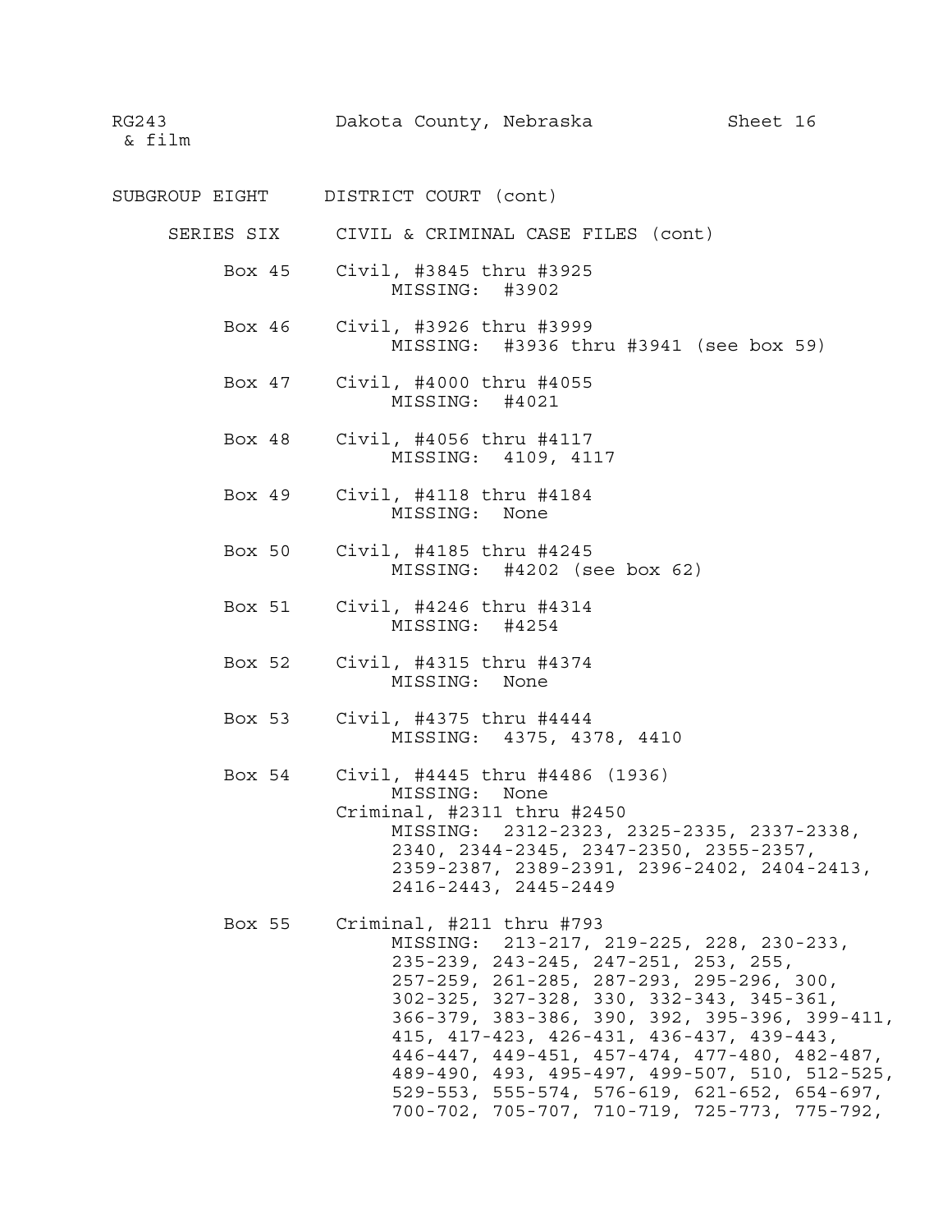RG243 & film — Dakota County, Nebraska — Sheet 16

## SUBGROUP EIGHT DISTRICT COURT (cont)

### SERIES SIX CIVIL & CRIMINAL CASE FILES (cont)

**Box 45** Civil, #3845 thru #3925
MISSING: #3902

**Box 46** Civil, #3926 thru #3999
MISSING: #3936 thru #3941 (see box 59)

**Box 47** Civil, #4000 thru #4055
MISSING: #4021

**Box 48** Civil, #4056 thru #4117
MISSING: 4109, 4117

**Box 49** Civil, #4118 thru #4184
MISSING: None

**Box 50** Civil, #4185 thru #4245
MISSING: #4202 (see box 62)

**Box 51** Civil, #4246 thru #4314
MISSING: #4254

**Box 52** Civil, #4315 thru #4374
MISSING: None

**Box 53** Civil, #4375 thru #4444
MISSING: 4375, 4378, 4410

**Box 54** Civil, #4445 thru #4486 (1936)
MISSING: None
Criminal, #2311 thru #2450
MISSING: 2312-2323, 2325-2335, 2337-2338, 2340, 2344-2345, 2347-2350, 2355-2357, 2359-2387, 2389-2391, 2396-2402, 2404-2413, 2416-2443, 2445-2449

**Box 55** Criminal, #211 thru #793
MISSING: 213-217, 219-225, 228, 230-233, 235-239, 243-245, 247-251, 253, 255, 257-259, 261-285, 287-293, 295-296, 300, 302-325, 327-328, 330, 332-343, 345-361, 366-379, 383-386, 390, 392, 395-396, 399-411, 415, 417-423, 426-431, 436-437, 439-443, 446-447, 449-451, 457-474, 477-480, 482-487, 489-490, 493, 495-497, 499-507, 510, 512-525, 529-553, 555-574, 576-619, 621-652, 654-697, 700-702, 705-707, 710-719, 725-773, 775-792,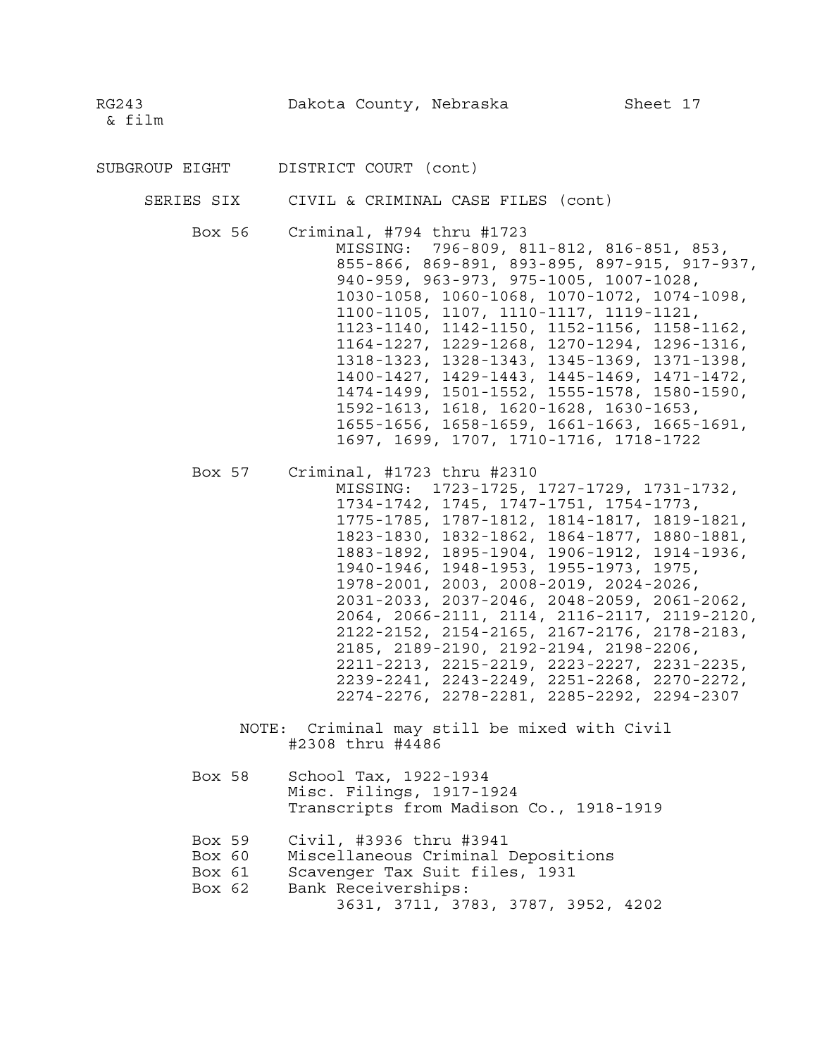RG243 & film — Dakota County, Nebraska — Sheet 17

## SUBGROUP EIGHT DISTRICT COURT (cont)

### SERIES SIX CIVIL & CRIMINAL CASE FILES (cont)

**Box 56** Criminal, #794 thru #1723

MISSING: 796-809, 811-812, 816-851, 853, 855-866, 869-891, 893-895, 897-915, 917-937, 940-959, 963-973, 975-1005, 1007-1028, 1030-1058, 1060-1068, 1070-1072, 1074-1098, 1100-1105, 1107, 1110-1117, 1119-1121, 1123-1140, 1142-1150, 1152-1156, 1158-1162, 1164-1227, 1229-1268, 1270-1294, 1296-1316, 1318-1323, 1328-1343, 1345-1369, 1371-1398, 1400-1427, 1429-1443, 1445-1469, 1471-1472, 1474-1499, 1501-1552, 1555-1578, 1580-1590, 1592-1613, 1618, 1620-1628, 1630-1653, 1655-1656, 1658-1659, 1661-1663, 1665-1691, 1697, 1699, 1707, 1710-1716, 1718-1722

**Box 57** Criminal, #1723 thru #2310

MISSING: 1723-1725, 1727-1729, 1731-1732, 1734-1742, 1745, 1747-1751, 1754-1773, 1775-1785, 1787-1812, 1814-1817, 1819-1821, 1823-1830, 1832-1862, 1864-1877, 1880-1881, 1883-1892, 1895-1904, 1906-1912, 1914-1936, 1940-1946, 1948-1953, 1955-1973, 1975, 1978-2001, 2003, 2008-2019, 2024-2026, 2031-2033, 2037-2046, 2048-2059, 2061-2062, 2064, 2066-2111, 2114, 2116-2117, 2119-2120, 2122-2152, 2154-2165, 2167-2176, 2178-2183, 2185, 2189-2190, 2192-2194, 2198-2206, 2211-2213, 2215-2219, 2223-2227, 2231-2235, 2239-2241, 2243-2249, 2251-2268, 2270-2272, 2274-2276, 2278-2281, 2285-2292, 2294-2307

NOTE: Criminal may still be mixed with Civil #2308 thru #4486

**Box 58** School Tax, 1922-1934
Misc. Filings, 1917-1924
Transcripts from Madison Co., 1918-1919

**Box 59** Civil, #3936 thru #3941
**Box 60** Miscellaneous Criminal Depositions
**Box 61** Scavenger Tax Suit files, 1931
**Box 62** Bank Receiverships:
3631, 3711, 3783, 3787, 3952, 4202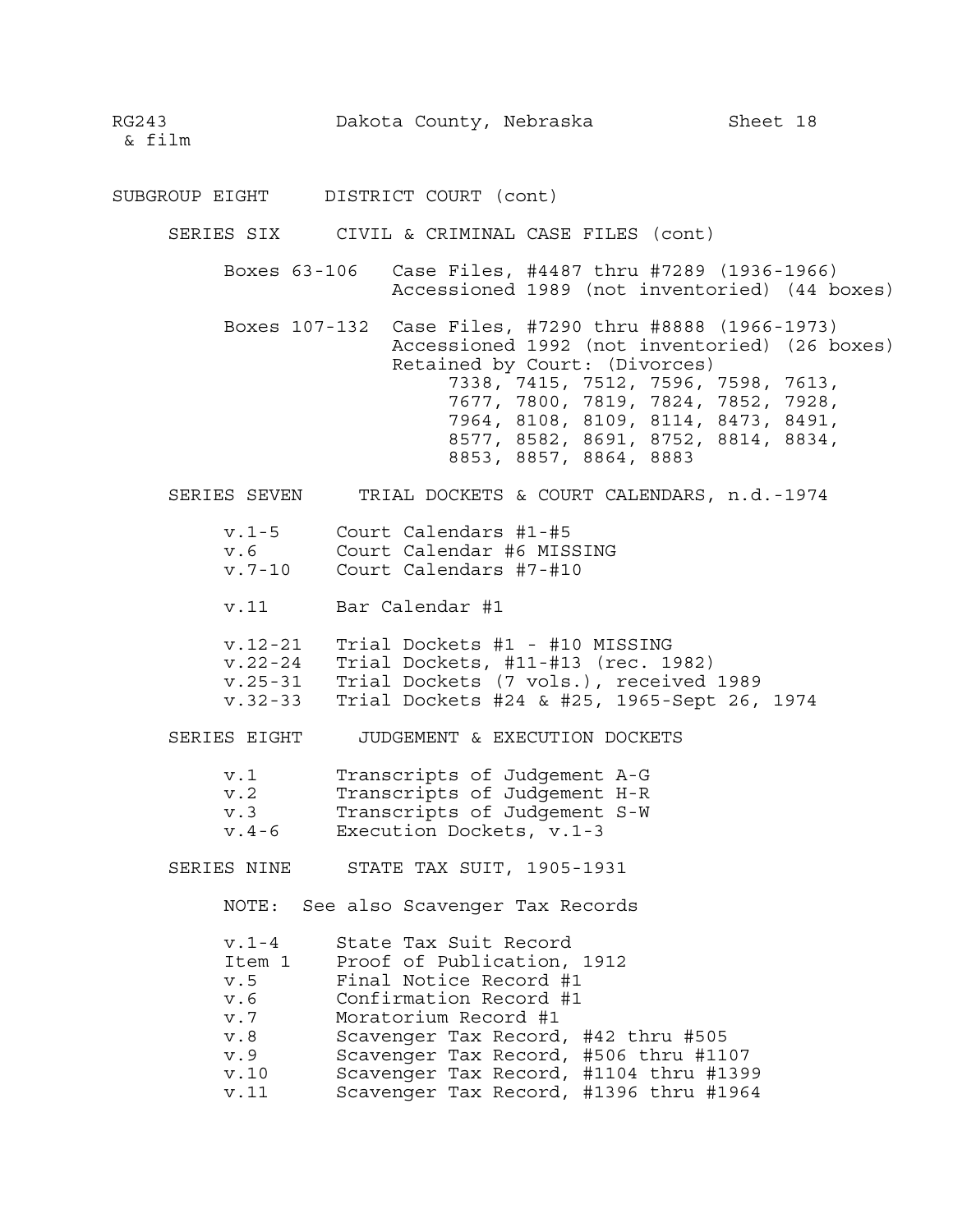RG243 & film — Dakota County, Nebraska — Sheet 18

## SUBGROUP EIGHT DISTRICT COURT (cont)

### SERIES SIX CIVIL & CRIMINAL CASE FILES (cont)

Boxes 63-106 Case Files, #4487 thru #7289 (1936-1966)
Accessioned 1989 (not inventoried) (44 boxes)

Boxes 107-132 Case Files, #7290 thru #8888 (1966-1973)
Accessioned 1992 (not inventoried) (26 boxes)
Retained by Court: (Divorces)
7338, 7415, 7512, 7596, 7598, 7613, 7677, 7800, 7819, 7824, 7852, 7928, 7964, 8108, 8109, 8114, 8473, 8491, 8577, 8582, 8691, 8752, 8814, 8834, 8853, 8857, 8864, 8883

### SERIES SEVEN TRIAL DOCKETS & COURT CALENDARS, n.d.-1974

v.1-5 Court Calendars #1-#5
v.6 Court Calendar #6 MISSING
v.7-10 Court Calendars #7-#10

v.11 Bar Calendar #1

v.12-21 Trial Dockets #1 - #10 MISSING
v.22-24 Trial Dockets, #11-#13 (rec. 1982)
v.25-31 Trial Dockets (7 vols.), received 1989
v.32-33 Trial Dockets #24 & #25, 1965-Sept 26, 1974

### SERIES EIGHT JUDGEMENT & EXECUTION DOCKETS

v.1 Transcripts of Judgement A-G
v.2 Transcripts of Judgement H-R
v.3 Transcripts of Judgement S-W
v.4-6 Execution Dockets, v.1-3

### SERIES NINE STATE TAX SUIT, 1905-1931

NOTE: See also Scavenger Tax Records

v.1-4 State Tax Suit Record
Item 1 Proof of Publication, 1912
v.5 Final Notice Record #1
v.6 Confirmation Record #1
v.7 Moratorium Record #1
v.8 Scavenger Tax Record, #42 thru #505
v.9 Scavenger Tax Record, #506 thru #1107
v.10 Scavenger Tax Record, #1104 thru #1399
v.11 Scavenger Tax Record, #1396 thru #1964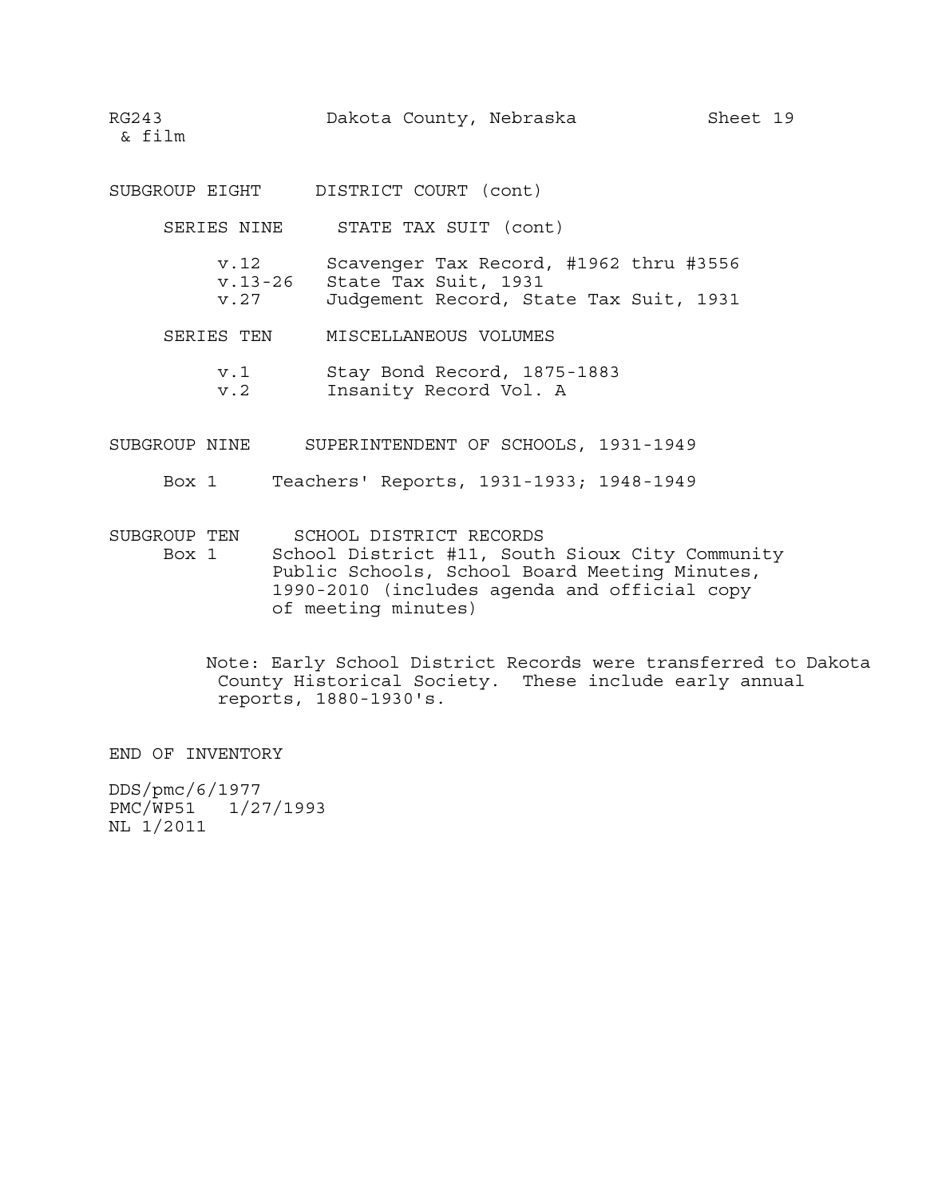SUBGROUP EIGHT DISTRICT COURT (cont)

SERIES NINE STATE TAX SUIT (cont)

| | |
|---|---|
| v.12 | Scavenger Tax Record, #1962 thru #3556 |
| v.13-26 | State Tax Suit, 1931 |
| v.27 | Judgement Record, State Tax Suit, 1931 |

SERIES TEN MISCELLANEOUS VOLUMES

| | |
|---|---|
| v.1 | Stay Bond Record, 1875-1883 |
| v.2 | Insanity Record Vol. A |

SUBGROUP NINE SUPERINTENDENT OF SCHOOLS, 1931-1949

Box 1 Teachers' Reports, 1931-1933; 1948-1949

SUBGROUP TEN SCHOOL DISTRICT RECORDS

Box 1 School District #11, South Sioux City Community Public Schools, School Board Meeting Minutes, 1990-2010 (includes agenda and official copy of meeting minutes)

Note: Early School District Records were transferred to Dakota County Historical Society. These include early annual reports, 1880-1930's.

END OF INVENTORY

DDS/pmc/6/1977
PMC/WP51 1/27/1993
NL 1/2011